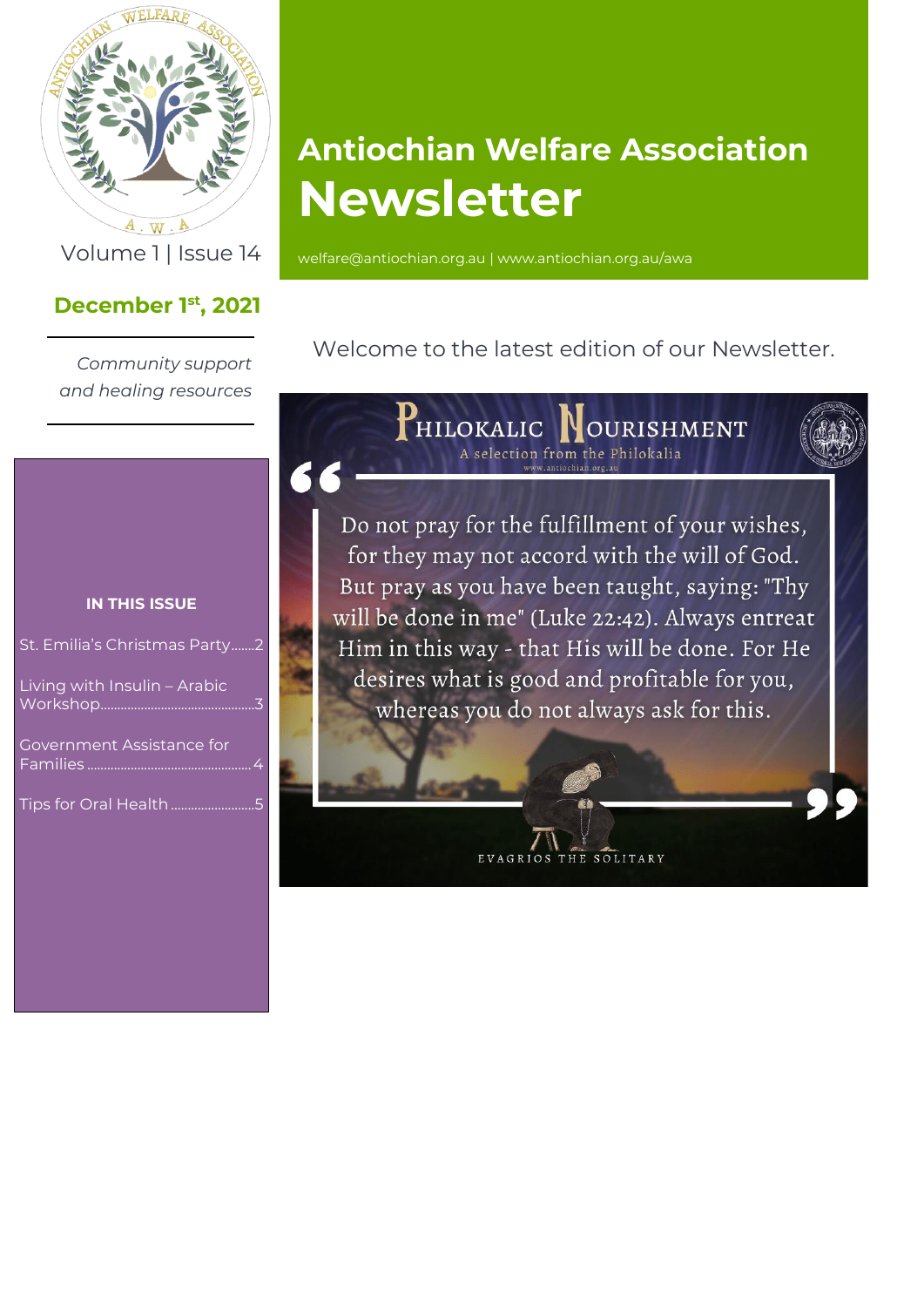# Antiochian Welfare Association Newsletter

welfare@antiochian.org.au | www.antiochian.org.au/awa

Volume 1 | Issue 14

**December 1st, 2021**

*Community support and healing resources*

**IN THIS ISSUE**

St. Emilia's Christmas Party.......2

Living with Insulin – Arabic Workshop.......3

Government Assistance for Families.......4

Tips for Oral Health.......5

Welcome to the latest edition of our Newsletter.

PHILOKALIC NOURISHMENT

A selection from the Philokalia

www.antiochian.org.au

"Do not pray for the fulfillment of your wishes, for they may not accord with the will of God. But pray as you have been taught, saying: "Thy will be done in me" (Luke 22:42). Always entreat Him in this way - that His will be done. For He desires what is good and profitable for you, whereas you do not always ask for this."

EVAGRIOS THE SOLITARY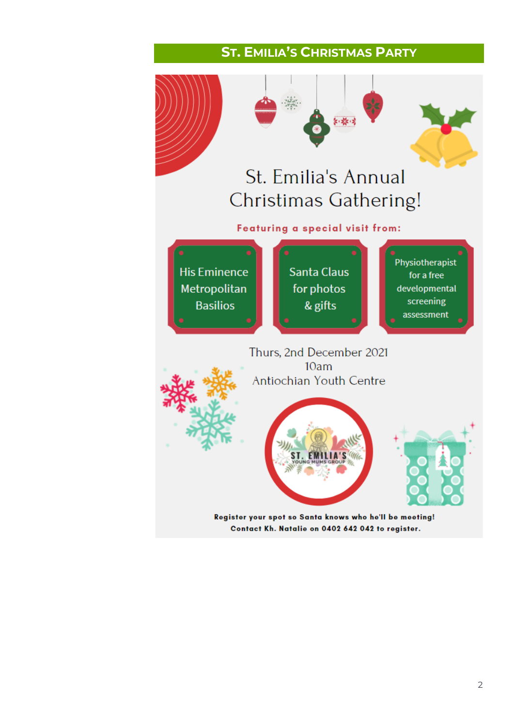## St. Emilia's Christmas Party

# St. Emilia's Annual Christmas Gathering!

**Featuring a special visit from:**

- His Eminence Metropolitan Basilios
- Santa Claus for photos & gifts
- Physiotherapist for a free developmental screening assessment

Thurs, 2nd December 2021
10am
Antiochian Youth Centre

ST. EMILIA'S
YOUNG MUMS GROUP

**Register your spot so Santa knows who he'll be meeting!**
**Contact Kh. Natalie on 0402 642 042 to register.**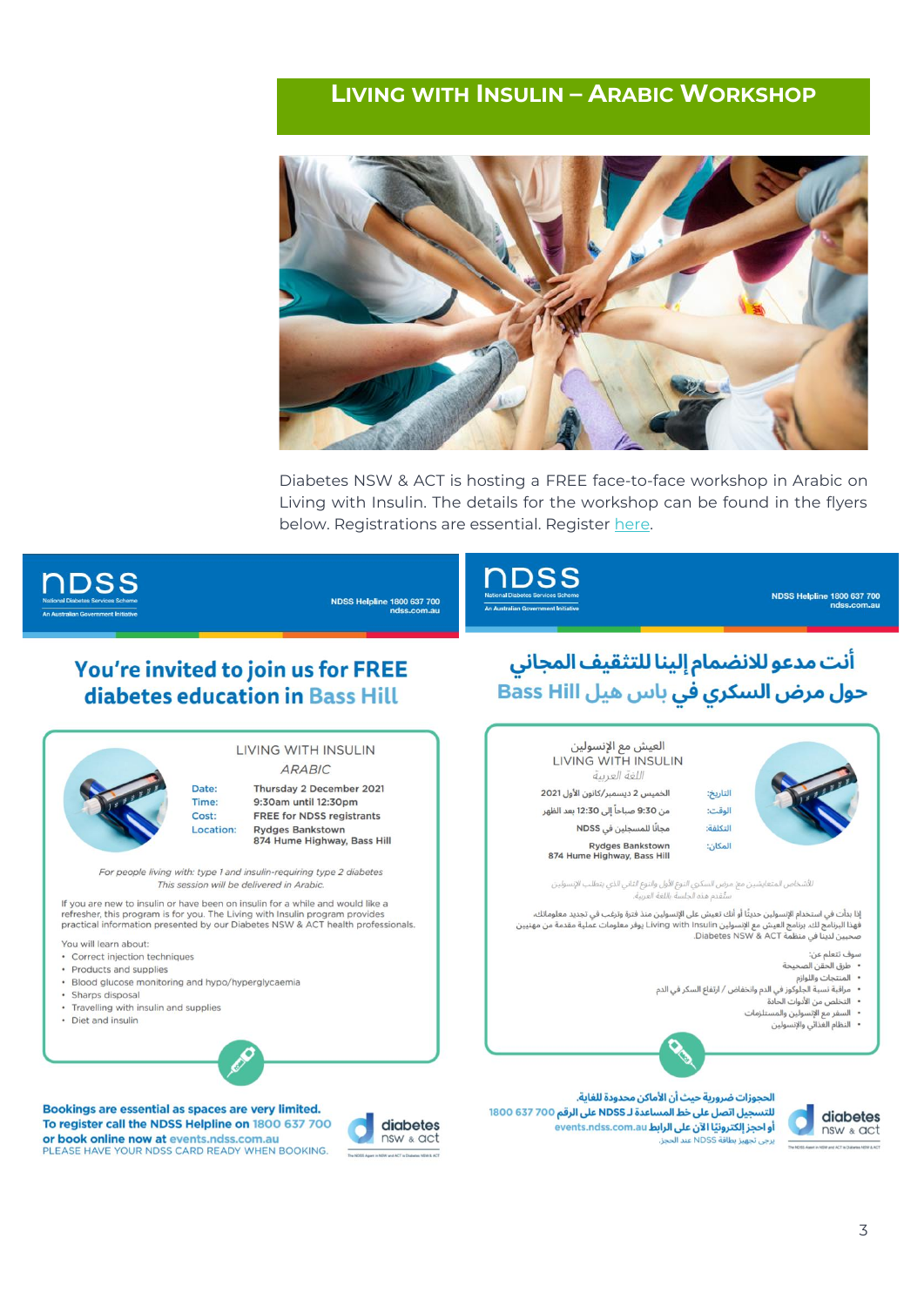# Living with Insulin – Arabic Workshop

Diabetes NSW & ACT is hosting a FREE face-to-face workshop in Arabic on Living with Insulin. The details for the workshop can be found in the flyers below. Registrations are essential. Register here.

NDSS
National Diabetes Services Scheme
An Australian Government Initiative

NDSS Helpline 1800 637 700
ndss.com.au

## You're invited to join us for FREE diabetes education in Bass Hill

LIVING WITH INSULIN
*ARABIC*

| | |
|---|---|
| Date: | Thursday 2 December 2021 |
| Time: | 9:30am until 12:30pm |
| Cost: | FREE for NDSS registrants |
| Location: | Rydges Bankstown<br>874 Hume Highway, Bass Hill |

*For people living with: type 1 and insulin-requiring type 2 diabetes*
*This session will be delivered in Arabic.*

If you are new to insulin or have been on insulin for a while and would like a refresher, this program is for you. The Living with Insulin program provides practical information presented by our Diabetes NSW & ACT health professionals.

You will learn about:

- Correct injection techniques
- Products and supplies
- Blood glucose monitoring and hypo/hyperglycaemia
- Sharps disposal
- Travelling with insulin and supplies
- Diet and insulin

**Bookings are essential as spaces are very limited.**
**To register call the NDSS Helpline on 1800 637 700 or book online now at events.ndss.com.au**
PLEASE HAVE YOUR NDSS CARD READY WHEN BOOKING.

diabetes nsw & act

---

NDSS
National Diabetes Services Scheme
An Australian Government Initiative

NDSS Helpline 1800 637 700
ndss.com.au

## أنت مدعو للانضمام إلينا للتثقيف المجاني حول مرض السكري في باس هيل Bass Hill

العيش مع الإنسولين
LIVING WITH INSULIN
*اللغة العربية*

| | |
|---|---|
| التاريخ: | الخميس 2 ديسمبر/كانون الأول 2021 |
| الوقت: | من 9:30 صباحاً إلى 12:30 بعد الظهر |
| التكلفة: | مجاناً للمسجلين في NDSS |
| المكان: | Rydges Bankstown<br>874 Hume Highway, Bass Hill |

*الأشخاص المتعايشين مع مرض السكري النوع الأول والنوع الثاني الذي يتطلب الإنسولين*
*ستُقدم هذه الجلسة باللغة العربية.*

إذا بدأت في استخدام الإنسولين حديثًا أو أنك تعيش على الإنسولين منذ فترة وترغب في تجديد معلوماتك، فهذا البرنامج لك. برنامج العيش مع الإنسولين Living with Insulin يوفر معلومات عملية مقدمة من مهنيين صحيين لدينا في منظمة Diabetes NSW & ACT.

سوف تتعلم عن:

- طرق الحقن الصحيحة
- المنتجات واللوازم
- مراقبة نسبة الجلوكوز في الدم وانخفاض / ارتفاع السكر في الدم
- التخلص من الأدوات الحادة
- السفر مع الإنسولين والمستلزمات
- النظام الغذائي والإنسولين

**الحجوزات ضرورية حيث أن الأماكن محدودة للغاية.**
**للتسجيل اتصل على خط المساعدة لـ NDSS على الرقم 1800 637 700**
**أو احجز إلكترونيًا الآن على الرابط events.ndss.com.au**
يرجى تجهيز بطاقة NDSS عند الحجز.

diabetes nsw & act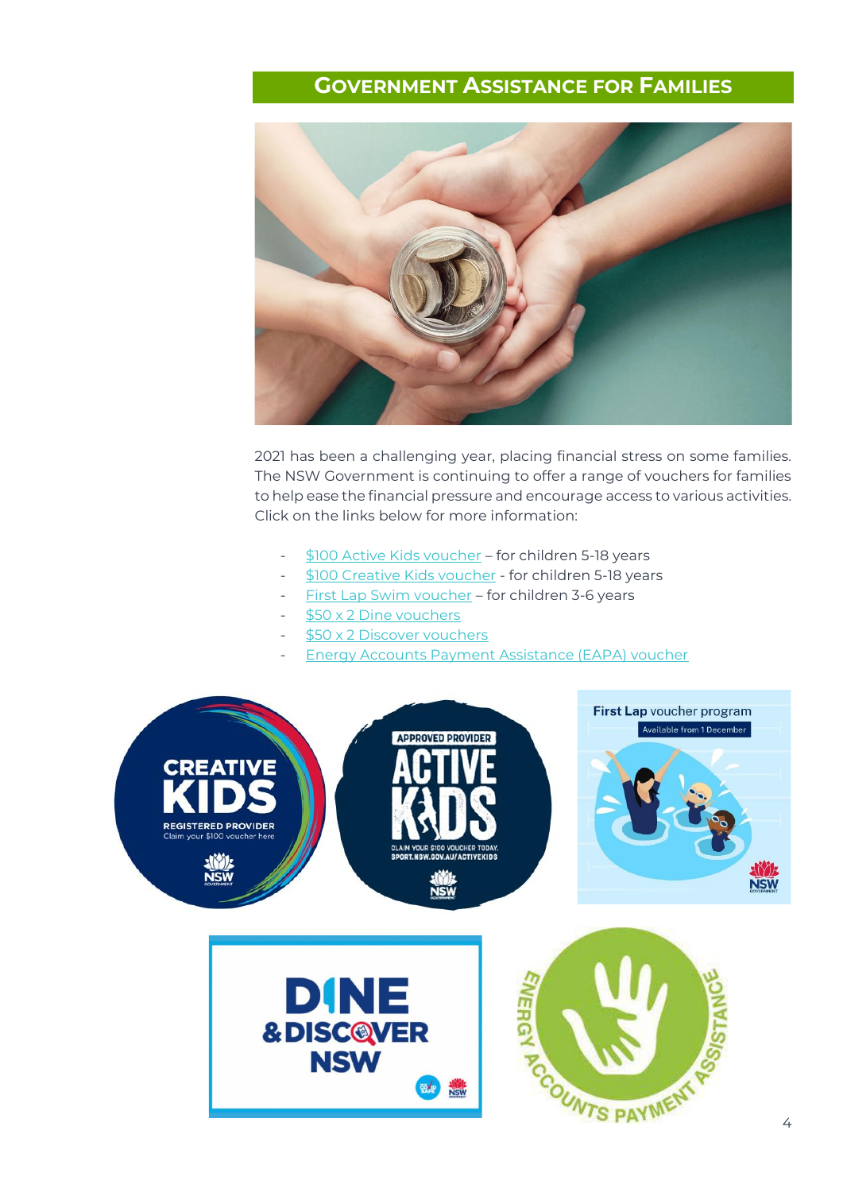## Government Assistance for Families

2021 has been a challenging year, placing financial stress on some families. The NSW Government is continuing to offer a range of vouchers for families to help ease the financial pressure and encourage access to various activities. Click on the links below for more information:

- $100 Active Kids voucher – for children 5-18 years
- $100 Creative Kids voucher - for children 5-18 years
- First Lap Swim voucher – for children 3-6 years
- $50 x 2 Dine vouchers
- $50 x 2 Discover vouchers
- Energy Accounts Payment Assistance (EAPA) voucher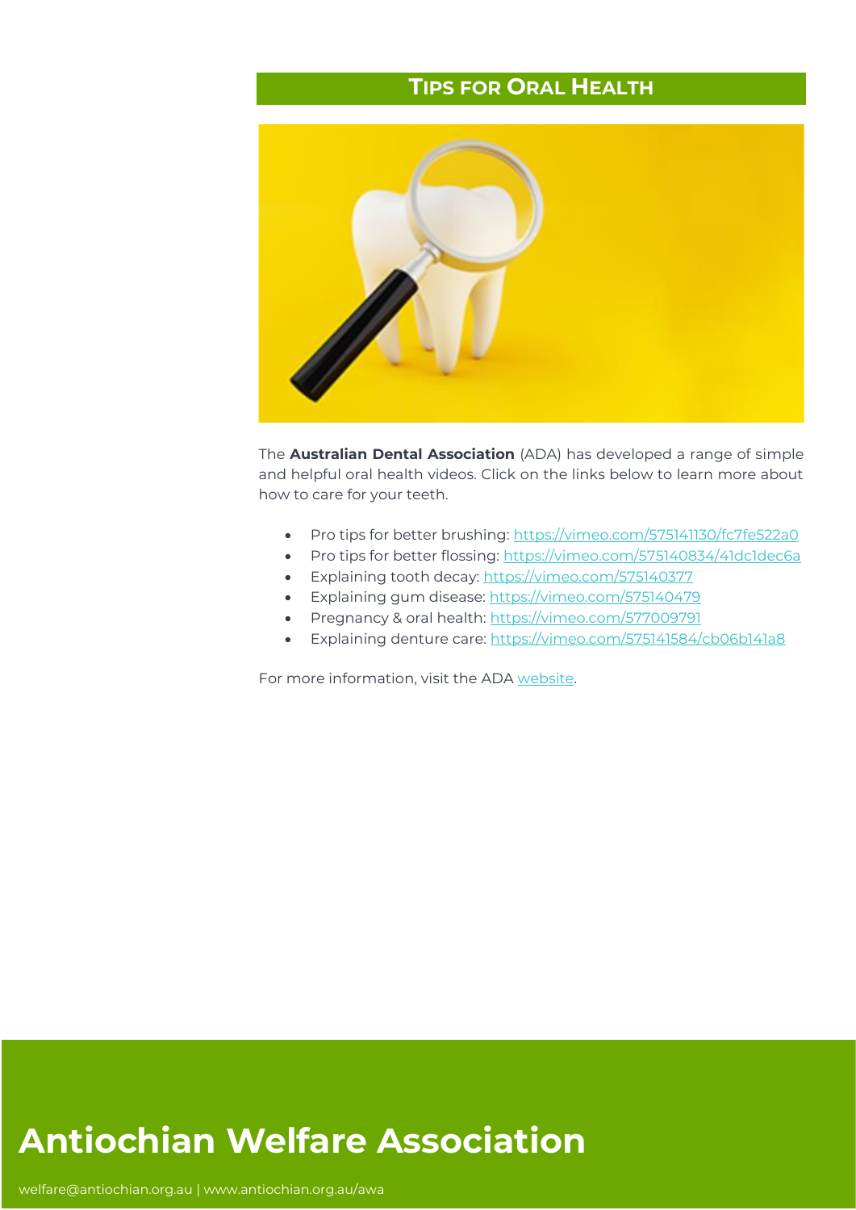## Tips for Oral Health

The **Australian Dental Association** (ADA) has developed a range of simple and helpful oral health videos. Click on the links below to learn more about how to care for your teeth.

- Pro tips for better brushing: https://vimeo.com/575141130/fc7fe522a0
- Pro tips for better flossing: https://vimeo.com/575140834/41dc1dec6a
- Explaining tooth decay: https://vimeo.com/575140377
- Explaining gum disease: https://vimeo.com/575140479
- Pregnancy & oral health: https://vimeo.com/577009791
- Explaining denture care: https://vimeo.com/575141584/cb06b141a8

For more information, visit the ADA website.

# Antiochian Welfare Association

welfare@antiochian.org.au | www.antiochian.org.au/awa